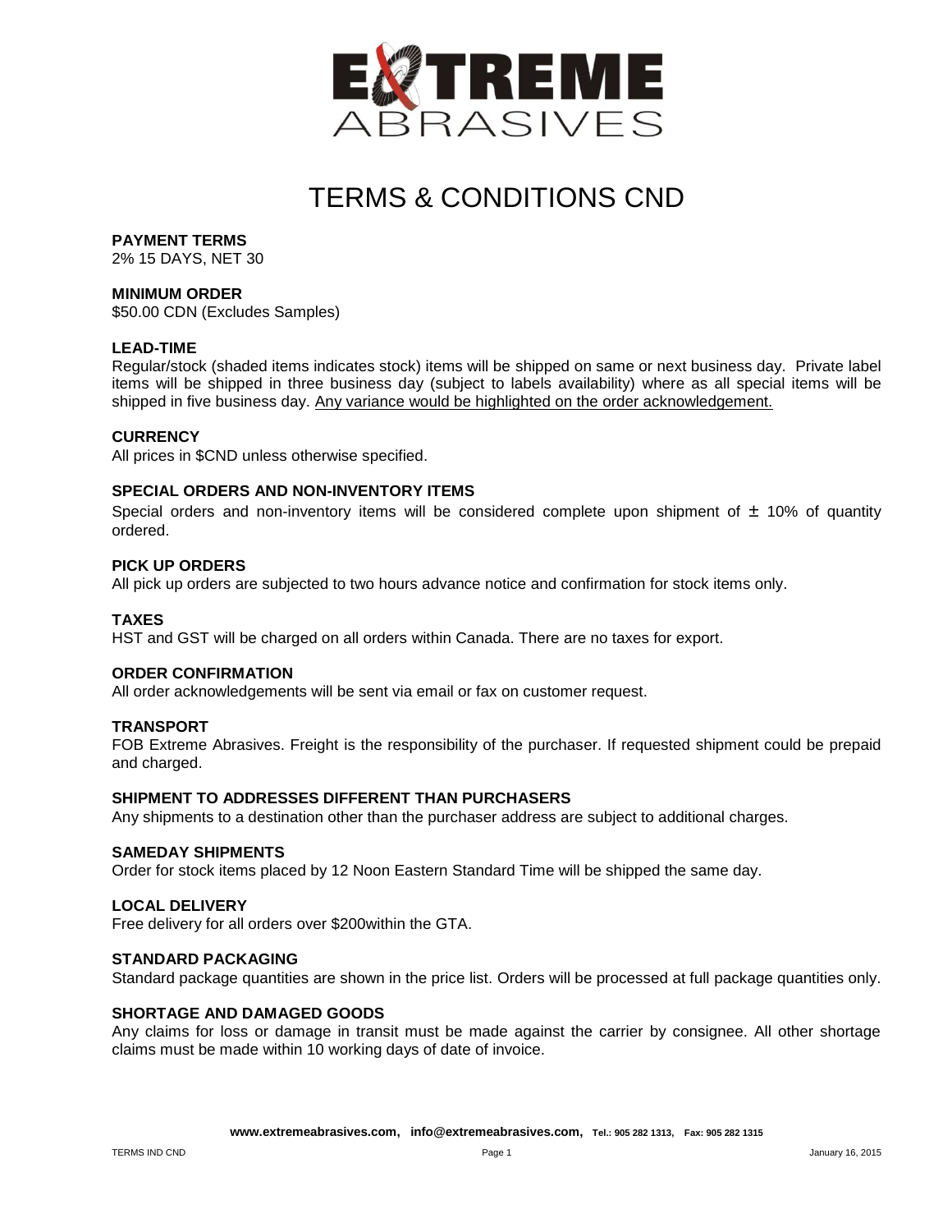# TERMS & CONDITIONS CND

**PAYMENT TERMS**
2% 15 DAYS, NET 30

**MINIMUM ORDER**
$50.00 CDN (Excludes Samples)

**LEAD-TIME**
Regular/stock (shaded items indicates stock) items will be shipped on same or next business day. Private label items will be shipped in three business day (subject to labels availability) where as all special items will be shipped in five business day. <u>Any variance would be highlighted on the order acknowledgement.</u>

**CURRENCY**
All prices in $CND unless otherwise specified.

**SPECIAL ORDERS AND NON-INVENTORY ITEMS**
Special orders and non-inventory items will be considered complete upon shipment of ± 10% of quantity ordered.

**PICK UP ORDERS**
All pick up orders are subjected to two hours advance notice and confirmation for stock items only.

**TAXES**
HST and GST will be charged on all orders within Canada. There are no taxes for export.

**ORDER CONFIRMATION**
All order acknowledgements will be sent via email or fax on customer request.

**TRANSPORT**
FOB Extreme Abrasives. Freight is the responsibility of the purchaser. If requested shipment could be prepaid and charged.

**SHIPMENT TO ADDRESSES DIFFERENT THAN PURCHASERS**
Any shipments to a destination other than the purchaser address are subject to additional charges.

**SAMEDAY SHIPMENTS**
Order for stock items placed by 12 Noon Eastern Standard Time will be shipped the same day.

**LOCAL DELIVERY**
Free delivery for all orders over $200within the GTA.

**STANDARD PACKAGING**
Standard package quantities are shown in the price list. Orders will be processed at full package quantities only.

**SHORTAGE AND DAMAGED GOODS**
Any claims for loss or damage in transit must be made against the carrier by consignee. All other shortage claims must be made within 10 working days of date of invoice.

**www.extremeabrasives.com, info@extremeabrasives.com, Tel.: 905 282 1313, Fax: 905 282 1315**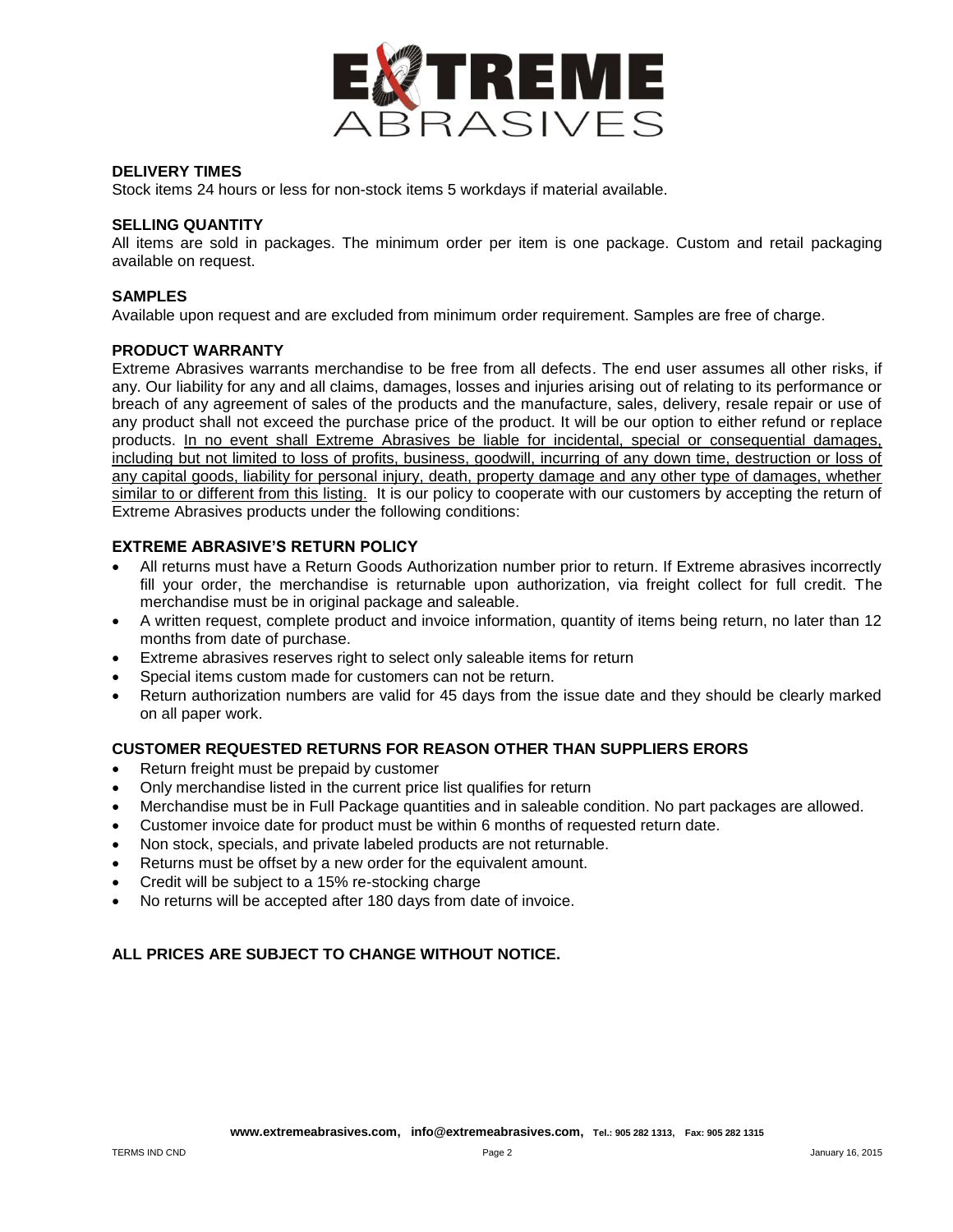# EXTREME ABRASIVES

**DELIVERY TIMES**
Stock items 24 hours or less for non-stock items 5 workdays if material available.

**SELLING QUANTITY**
All items are sold in packages. The minimum order per item is one package. Custom and retail packaging available on request.

**SAMPLES**
Available upon request and are excluded from minimum order requirement. Samples are free of charge.

**PRODUCT WARRANTY**
Extreme Abrasives warrants merchandise to be free from all defects. The end user assumes all other risks, if any. Our liability for any and all claims, damages, losses and injuries arising out of relating to its performance or breach of any agreement of sales of the products and the manufacture, sales, delivery, resale repair or use of any product shall not exceed the purchase price of the product. It will be our option to either refund or replace products. <u>In no event shall Extreme Abrasives be liable for incidental, special or consequential damages, including but not limited to loss of profits, business, goodwill, incurring of any down time, destruction or loss of any capital goods, liability for personal injury, death, property damage and any other type of damages, whether similar to or different from this listing.</u> It is our policy to cooperate with our customers by accepting the return of Extreme Abrasives products under the following conditions:

**EXTREME ABRASIVE'S RETURN POLICY**

- All returns must have a Return Goods Authorization number prior to return. If Extreme abrasives incorrectly fill your order, the merchandise is returnable upon authorization, via freight collect for full credit. The merchandise must be in original package and saleable.
- A written request, complete product and invoice information, quantity of items being return, no later than 12 months from date of purchase.
- Extreme abrasives reserves right to select only saleable items for return
- Special items custom made for customers can not be return.
- Return authorization numbers are valid for 45 days from the issue date and they should be clearly marked on all paper work.

**CUSTOMER REQUESTED RETURNS FOR REASON OTHER THAN SUPPLIERS ERORS**

- Return freight must be prepaid by customer
- Only merchandise listed in the current price list qualifies for return
- Merchandise must be in Full Package quantities and in saleable condition. No part packages are allowed.
- Customer invoice date for product must be within 6 months of requested return date.
- Non stock, specials, and private labeled products are not returnable.
- Returns must be offset by a new order for the equivalent amount.
- Credit will be subject to a 15% re-stocking charge
- No returns will be accepted after 180 days from date of invoice.

**ALL PRICES ARE SUBJECT TO CHANGE WITHOUT NOTICE.**

**www.extremeabrasives.com, info@extremeabrasives.com, Tel.: 905 282 1313, Fax: 905 282 1315**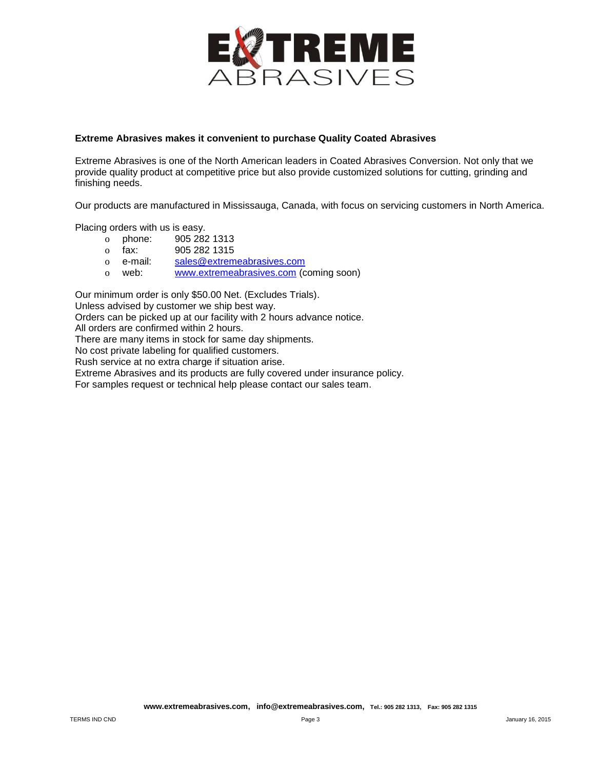**Extreme Abrasives makes it convenient to purchase Quality Coated Abrasives**

Extreme Abrasives is one of the North American leaders in Coated Abrasives Conversion. Not only that we provide quality product at competitive price but also provide customized solutions for cutting, grinding and finishing needs.

Our products are manufactured in Mississauga, Canada, with focus on servicing customers in North America.

Placing orders with us is easy.

- phone: 905 282 1313
- fax: 905 282 1315
- e-mail: sales@extremeabrasives.com
- web: www.extremeabrasives.com (coming soon)

Our minimum order is only $50.00 Net. (Excludes Trials).
Unless advised by customer we ship best way.
Orders can be picked up at our facility with 2 hours advance notice.
All orders are confirmed within 2 hours.
There are many items in stock for same day shipments.
No cost private labeling for qualified customers.
Rush service at no extra charge if situation arise.
Extreme Abrasives and its products are fully covered under insurance policy.
For samples request or technical help please contact our sales team.